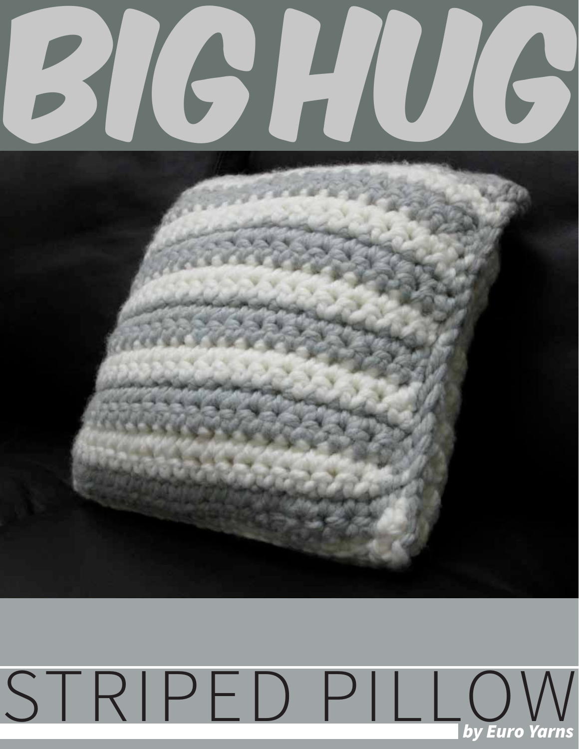# BIG HUG

# STRIPED PILLOW

***by Euro Yarns***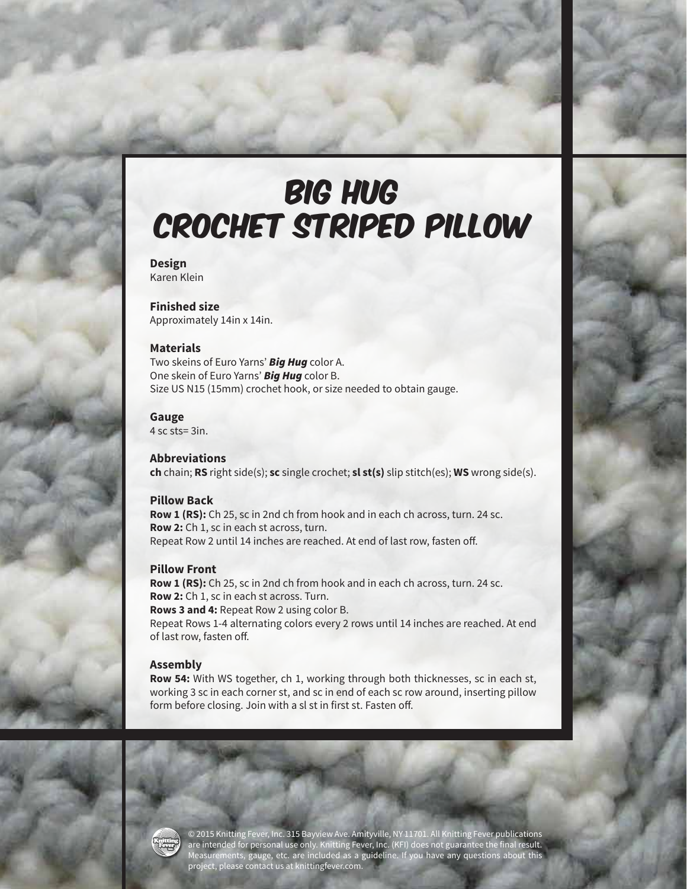# Big Hug Crochet Striped Pillow

**Design**
Karen Klein

**Finished size**
Approximately 14in x 14in.

**Materials**
Two skeins of Euro Yarns' ***Big Hug*** color A.
One skein of Euro Yarns' ***Big Hug*** color B.
Size US N15 (15mm) crochet hook, or size needed to obtain gauge.

**Gauge**
4 sc sts= 3in.

**Abbreviations**
**ch** chain; **RS** right side(s); **sc** single crochet; **sl st(s)** slip stitch(es); **WS** wrong side(s).

**Pillow Back**
**Row 1 (RS):** Ch 25, sc in 2nd ch from hook and in each ch across, turn. 24 sc.
**Row 2:** Ch 1, sc in each st across, turn.
Repeat Row 2 until 14 inches are reached. At end of last row, fasten off.

**Pillow Front**
**Row 1 (RS):** Ch 25, sc in 2nd ch from hook and in each ch across, turn. 24 sc.
**Row 2:** Ch 1, sc in each st across. Turn.
**Rows 3 and 4:** Repeat Row 2 using color B.
Repeat Rows 1-4 alternating colors every 2 rows until 14 inches are reached. At end of last row, fasten off.

**Assembly**
**Row 54:** With WS together, ch 1, working through both thicknesses, sc in each st, working 3 sc in each corner st, and sc in end of each sc row around, inserting pillow form before closing. Join with a sl st in first st. Fasten off.

© 2015 Knitting Fever, Inc. 315 Bayview Ave. Amityville, NY 11701. All Knitting Fever publications are intended for personal use only. Knitting Fever, Inc. (KFI) does not guarantee the final result. Measurements, gauge, etc. are included as a guideline. If you have any questions about this project, please contact us at knittingfever.com.